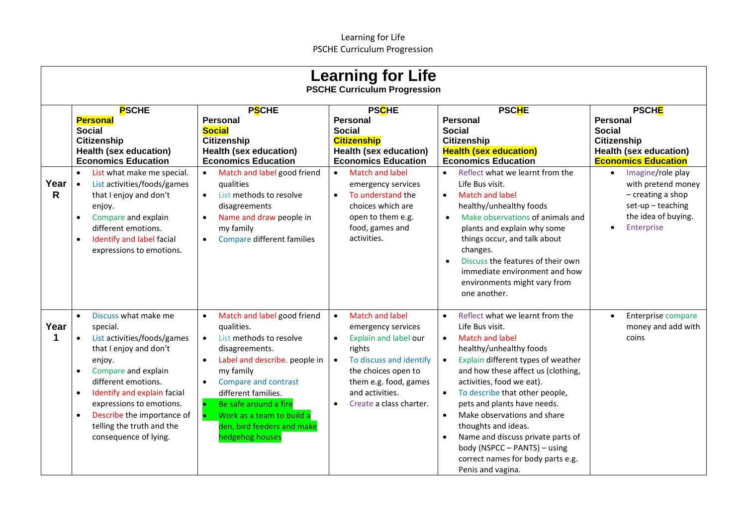Learning for Life
PSCHE Curriculum Progression

# Learning for Life

**PSCHE Curriculum Progression**

| | **PSCHE**<br>**Personal**<br>**Social**<br>**Citizenship**<br>**Health (sex education)**<br>**Economics Education** | **PSCHE**<br>**Personal**<br>**Social**<br>**Citizenship**<br>**Health (sex education)**<br>**Economics Education** | **PSCHE**<br>**Personal**<br>**Social**<br>**Citizenship**<br>**Health (sex education)**<br>**Economics Education** | **PSCHE**<br>**Personal**<br>**Social**<br>**Citizenship**<br>**Health (sex education)**<br>**Economics Education** | **PSCHE**<br>**Personal**<br>**Social**<br>**Citizenship**<br>**Health (sex education)**<br>**Economics Education** |
|---|---|---|---|---|---|
| **Year R** | • List what make me special.<br>• List activities/foods/games that I enjoy and don't enjoy.<br>• Compare and explain different emotions.<br>• Identify and label facial expressions to emotions. | • Match and label good friend qualities<br>• List methods to resolve disagreements<br>• Name and draw people in my family<br>• Compare different families | • Match and label emergency services<br>• To understand the choices which are open to them e.g. food, games and activities. | • Reflect what we learnt from the Life Bus visit.<br>• Match and label healthy/unhealthy foods<br>• Make observations of animals and plants and explain why some things occur, and talk about changes.<br>• Discuss the features of their own immediate environment and how environments might vary from one another. | • Imagine/role play with pretend money – creating a shop set-up – teaching the idea of buying.<br>• Enterprise |
| **Year 1** | • Discuss what make me special.<br>• List activities/foods/games that I enjoy and don't enjoy.<br>• Compare and explain different emotions.<br>• Identify and explain facial expressions to emotions.<br>• Describe the importance of telling the truth and the consequence of lying. | • Match and label good friend qualities.<br>• List methods to resolve disagreements.<br>• Label and describe. people in my family<br>• Compare and contrast different families.<br>• Be safe around a fire<br>• Work as a team to build a den, bird feeders and make hedgehog houses | • Match and label emergency services<br>• Explain and label our rights<br>• To discuss and identify the choices open to them e.g. food, games and activities.<br>• Create a class charter. | • Reflect what we learnt from the Life Bus visit.<br>• Match and label healthy/unhealthy foods<br>• Explain different types of weather and how these affect us (clothing, activities, food we eat).<br>• To describe that other people, pets and plants have needs.<br>• Make observations and share thoughts and ideas.<br>• Name and discuss private parts of body (NSPCC – PANTS) – using correct names for body parts e.g. Penis and vagina. | • Enterprise compare money and add with coins |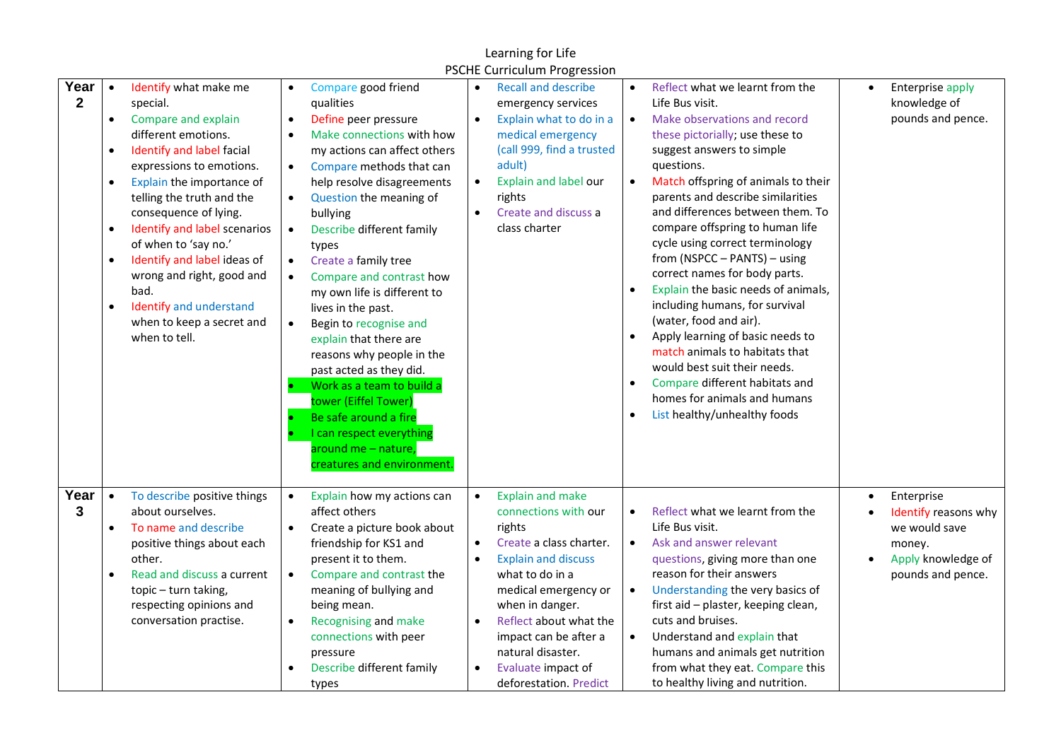Learning for Life

PSCHE Curriculum Progression

| | | | | | |
|---|---|---|---|---|---|
| **Year 2** | • Identify what make me special.<br>• Compare and explain different emotions.<br>• Identify and label facial expressions to emotions.<br>• Explain the importance of telling the truth and the consequence of lying.<br>• Identify and label scenarios of when to 'say no.'<br>• Identify and label ideas of wrong and right, good and bad.<br>• Identify and understand when to keep a secret and when to tell. | • Compare good friend qualities<br>• Define peer pressure<br>• Make connections with how my actions can affect others<br>• Compare methods that can help resolve disagreements<br>• Question the meaning of bullying<br>• Describe different family types<br>• Create a family tree<br>• Compare and contrast how my own life is different to lives in the past.<br>• Begin to recognise and explain that there are reasons why people in the past acted as they did.<br>• Work as a team to build a tower (Eiffel Tower)<br>• Be safe around a fire<br>• I can respect everything around me – nature, creatures and environment. | • Recall and describe emergency services<br>• Explain what to do in a medical emergency (call 999, find a trusted adult)<br>• Explain and label our rights<br>• Create and discuss a class charter | • Reflect what we learnt from the Life Bus visit.<br>• Make observations and record these pictorially; use these to suggest answers to simple questions.<br>• Match offspring of animals to their parents and describe similarities and differences between them. To compare offspring to human life cycle using correct terminology from (NSPCC – PANTS) – using correct names for body parts.<br>• Explain the basic needs of animals, including humans, for survival (water, food and air).<br>• Apply learning of basic needs to match animals to habitats that would best suit their needs.<br>• Compare different habitats and homes for animals and humans<br>• List healthy/unhealthy foods | • Enterprise apply knowledge of pounds and pence. |
| **Year 3** | • To describe positive things about ourselves.<br>• To name and describe positive things about each other.<br>• Read and discuss a current topic – turn taking, respecting opinions and conversation practise. | • Explain how my actions can affect others<br>• Create a picture book about friendship for KS1 and present it to them.<br>• Compare and contrast the meaning of bullying and being mean.<br>• Recognising and make connections with peer pressure<br>• Describe different family types | • Explain and make connections with our rights<br>• Create a class charter.<br>• Explain and discuss what to do in a medical emergency or when in danger.<br>• Reflect about what the impact can be after a natural disaster.<br>• Evaluate impact of deforestation. Predict | • Reflect what we learnt from the Life Bus visit.<br>• Ask and answer relevant questions, giving more than one reason for their answers<br>• Understanding the very basics of first aid – plaster, keeping clean, cuts and bruises.<br>• Understand and explain that humans and animals get nutrition from what they eat. Compare this to healthy living and nutrition. | • Enterprise<br>• Identify reasons why we would save money.<br>• Apply knowledge of pounds and pence. |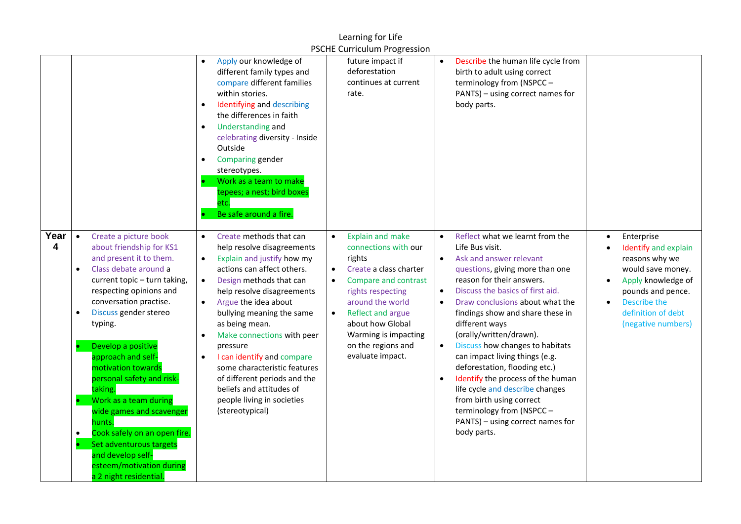Learning for Life
PSCHE Curriculum Progression

| | | | | | |
|---|---|---|---|---|---|
| | | • Apply our knowledge of different family types and compare different families within stories.<br>• Identifying and describing the differences in faith<br>• Understanding and celebrating diversity - Inside Outside<br>• Comparing gender stereotypes.<br>• Work as a team to make tepees; a nest; bird boxes etc.<br>• Be safe around a fire. | future impact if deforestation continues at current rate. | • Describe the human life cycle from birth to adult using correct terminology from (NSPCC – PANTS) – using correct names for body parts. | |
| **Year 4** | • Create a picture book about friendship for KS1 and present it to them.<br>• Class debate around a current topic – turn taking, respecting opinions and conversation practise.<br>• Discuss gender stereo typing.<br><br>• Develop a positive approach and self-motivation towards personal safety and risk-taking.<br>• Work as a team during wide games and scavenger hunts.<br>• Cook safely on an open fire.<br>• Set adventurous targets and develop self-esteem/motivation during a 2 night residential. | • Create methods that can help resolve disagreements<br>• Explain and justify how my actions can affect others.<br>• Design methods that can help resolve disagreements<br>• Argue the idea about bullying meaning the same as being mean.<br>• Make connections with peer pressure<br>• I can identify and compare some characteristic features of different periods and the beliefs and attitudes of people living in societies (stereotypical) | • Explain and make connections with our rights<br>• Create a class charter<br>• Compare and contrast rights respecting around the world<br>• Reflect and argue about how Global Warming is impacting on the regions and evaluate impact. | • Reflect what we learnt from the Life Bus visit.<br>• Ask and answer relevant questions, giving more than one reason for their answers.<br>• Discuss the basics of first aid.<br>• Draw conclusions about what the findings show and share these in different ways (orally/written/drawn).<br>• Discuss how changes to habitats can impact living things (e.g. deforestation, flooding etc.)<br>• Identify the process of the human life cycle and describe changes from birth using correct terminology from (NSPCC – PANTS) – using correct names for body parts. | • Enterprise<br>• Identify and explain reasons why we would save money.<br>• Apply knowledge of pounds and pence.<br>• Describe the definition of debt (negative numbers) |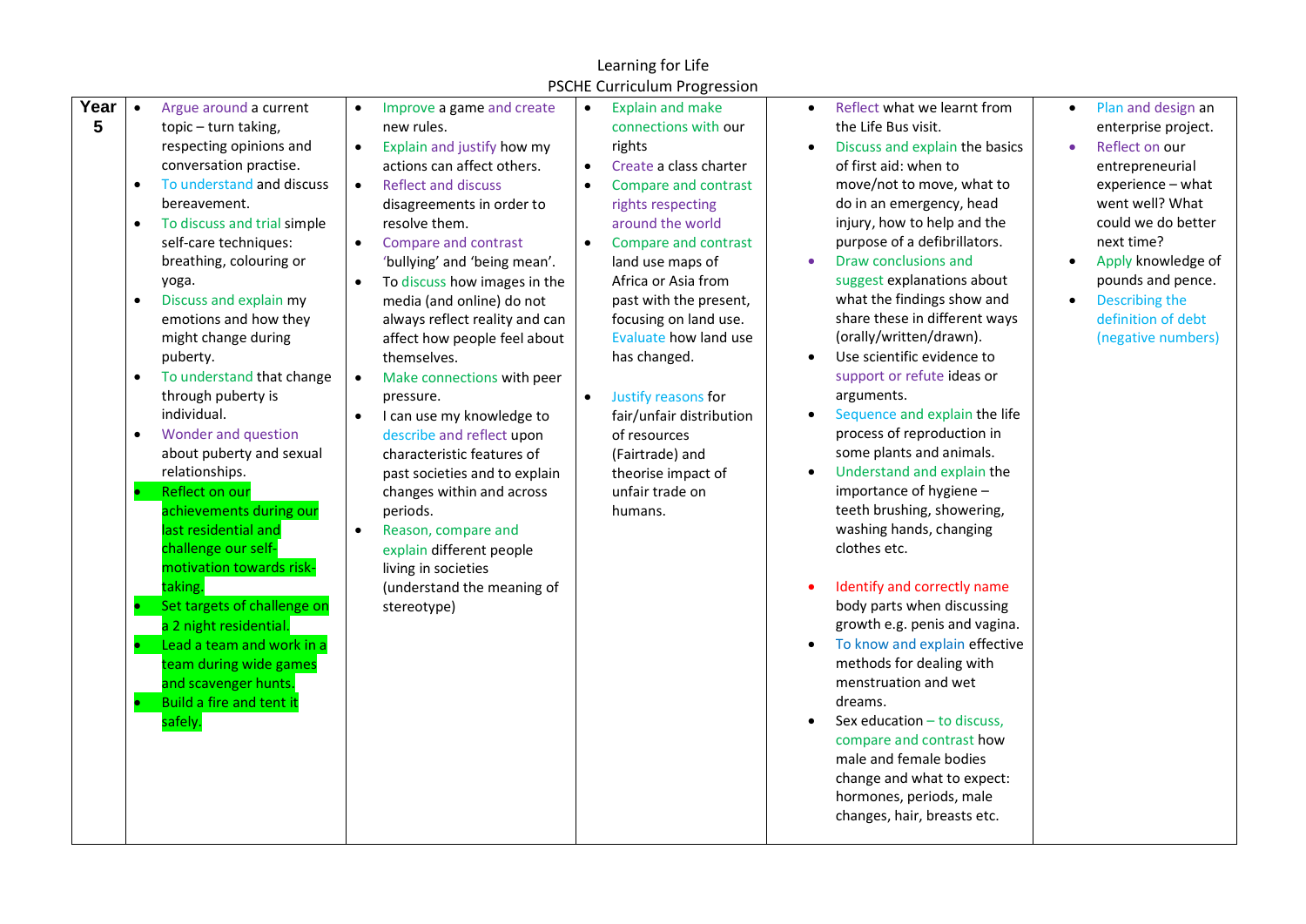Learning for Life
PSCHE Curriculum Progression

| Year 5 | | | | | |
|---|---|---|---|---|---|
| **Year 5** | • Argue around a current topic – turn taking, respecting opinions and conversation practise.<br>• To understand and discuss bereavement.<br>• To discuss and trial simple self-care techniques: breathing, colouring or yoga.<br>• Discuss and explain my emotions and how they might change during puberty.<br>• To understand that change through puberty is individual.<br>• Wonder and question about puberty and sexual relationships.<br>• Reflect on our achievements during our last residential and challenge our self-motivation towards risk-taking.<br>• Set targets of challenge on a 2 night residential.<br>• Lead a team and work in a team during wide games and scavenger hunts.<br>• Build a fire and tent it safely. | • Improve a game and create new rules.<br>• Explain and justify how my actions can affect others.<br>• Reflect and discuss disagreements in order to resolve them.<br>• Compare and contrast 'bullying' and 'being mean'.<br>• To discuss how images in the media (and online) do not always reflect reality and can affect how people feel about themselves.<br>• Make connections with peer pressure.<br>• I can use my knowledge to describe and reflect upon characteristic features of past societies and to explain changes within and across periods.<br>• Reason, compare and explain different people living in societies (understand the meaning of stereotype) | • Explain and make connections with our rights<br>• Create a class charter<br>• Compare and contrast rights respecting around the world<br>• Compare and contrast land use maps of Africa or Asia from past with the present, focusing on land use. Evaluate how land use has changed.<br>• Justify reasons for fair/unfair distribution of resources (Fairtrade) and theorise impact of unfair trade on humans. | • Reflect what we learnt from the Life Bus visit.<br>• Discuss and explain the basics of first aid: when to move/not to move, what to do in an emergency, head injury, how to help and the purpose of a defibrillators.<br>• Draw conclusions and suggest explanations about what the findings show and share these in different ways (orally/written/drawn).<br>• Use scientific evidence to support or refute ideas or arguments.<br>• Sequence and explain the life process of reproduction in some plants and animals.<br>• Understand and explain the importance of hygiene – teeth brushing, showering, washing hands, changing clothes etc.<br>• Identify and correctly name body parts when discussing growth e.g. penis and vagina.<br>• To know and explain effective methods for dealing with menstruation and wet dreams.<br>• Sex education – to discuss, compare and contrast how male and female bodies change and what to expect: hormones, periods, male changes, hair, breasts etc. | • Plan and design an enterprise project.<br>• Reflect on our entrepreneurial experience – what went well? What could we do better next time?<br>• Apply knowledge of pounds and pence.<br>• Describing the definition of debt (negative numbers) |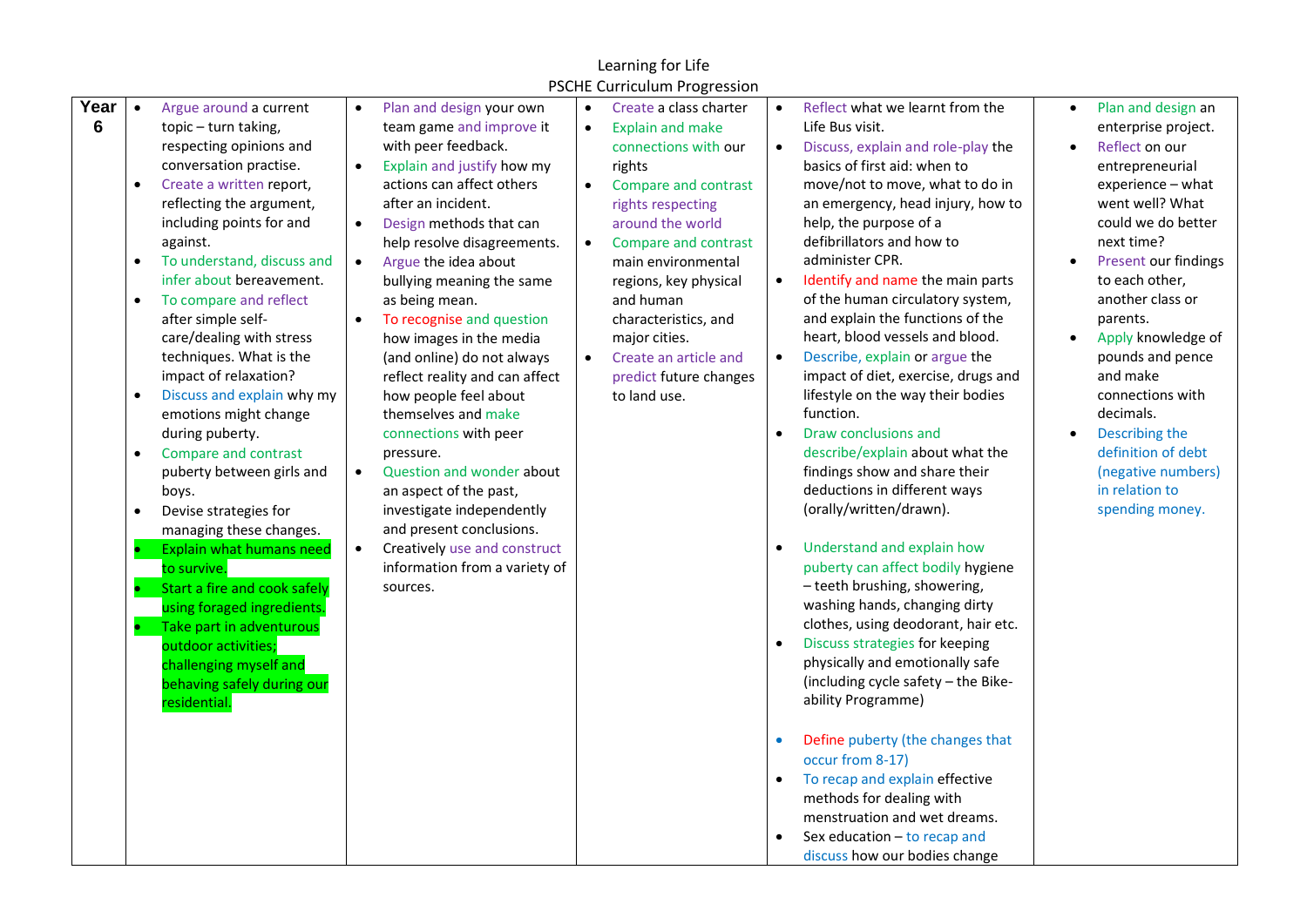Learning for Life
PSCHE Curriculum Progression

| Year 6 | | | | | |
|---|---|---|---|---|---|
| **Year 6** | • Argue around a current topic – turn taking, respecting opinions and conversation practise.<br>• Create a written report, reflecting the argument, including points for and against.<br>• To understand, discuss and infer about bereavement.<br>• To compare and reflect after simple self-care/dealing with stress techniques. What is the impact of relaxation?<br>• Discuss and explain why my emotions might change during puberty.<br>• Compare and contrast puberty between girls and boys.<br>• Devise strategies for managing these changes.<br>• Explain what humans need to survive.<br>• Start a fire and cook safely using foraged ingredients.<br>• Take part in adventurous outdoor activities; challenging myself and behaving safely during our residential. | • Plan and design your own team game and improve it with peer feedback.<br>• Explain and justify how my actions can affect others after an incident.<br>• Design methods that can help resolve disagreements.<br>• Argue the idea about bullying meaning the same as being mean.<br>• To recognise and question how images in the media (and online) do not always reflect reality and can affect how people feel about themselves and make connections with peer pressure.<br>• Question and wonder about an aspect of the past, investigate independently and present conclusions.<br>• Creatively use and construct information from a variety of sources. | • Create a class charter<br>• Explain and make connections with our rights<br>• Compare and contrast rights respecting around the world<br>• Compare and contrast main environmental regions, key physical and human characteristics, and major cities.<br>• Create an article and predict future changes to land use. | • Reflect what we learnt from the Life Bus visit.<br>• Discuss, explain and role-play the basics of first aid: when to move/not to move, what to do in an emergency, head injury, how to help, the purpose of a defibrillators and how to administer CPR.<br>• Identify and name the main parts of the human circulatory system, and explain the functions of the heart, blood vessels and blood.<br>• Describe, explain or argue the impact of diet, exercise, drugs and lifestyle on the way their bodies function.<br>• Draw conclusions and describe/explain about what the findings show and share their deductions in different ways (orally/written/drawn).<br>• Understand and explain how puberty can affect bodily hygiene – teeth brushing, showering, washing hands, changing dirty clothes, using deodorant, hair etc.<br>• Discuss strategies for keeping physically and emotionally safe (including cycle safety – the Bike-ability Programme)<br>• Define puberty (the changes that occur from 8-17)<br>• To recap and explain effective methods for dealing with menstruation and wet dreams.<br>• Sex education – to recap and discuss how our bodies change | • Plan and design an enterprise project.<br>• Reflect on our entrepreneurial experience – what went well? What could we do better next time?<br>• Present our findings to each other, another class or parents.<br>• Apply knowledge of pounds and pence and make connections with decimals.<br>• Describing the definition of debt (negative numbers) in relation to spending money. |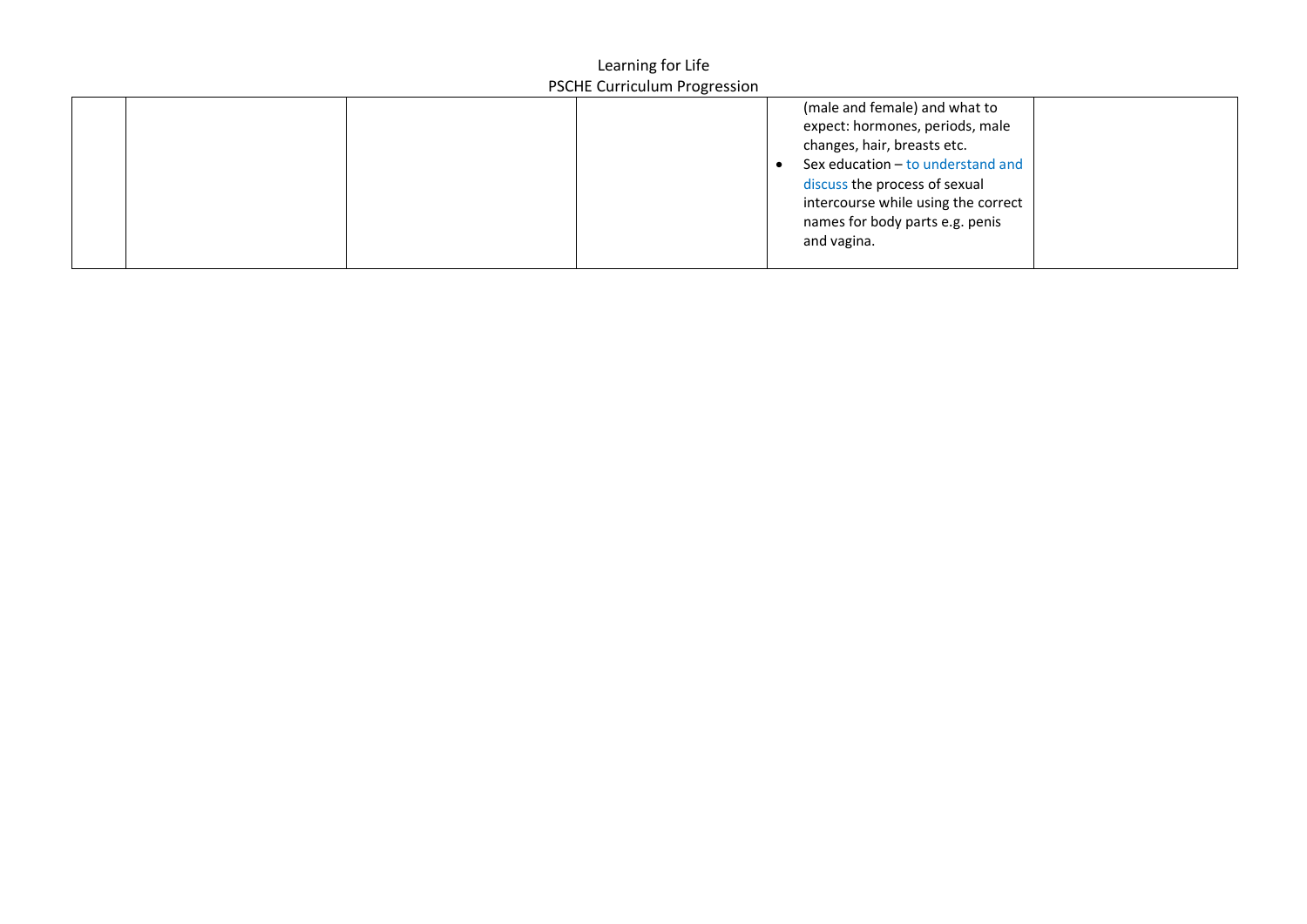| | | | | | |
|---|---|---|---|---|---|
| | | | | (male and female) and what to expect: hormones, periods, male changes, hair, breasts etc.<br>• Sex education – to understand and discuss the process of sexual intercourse while using the correct names for body parts e.g. penis and vagina. | |